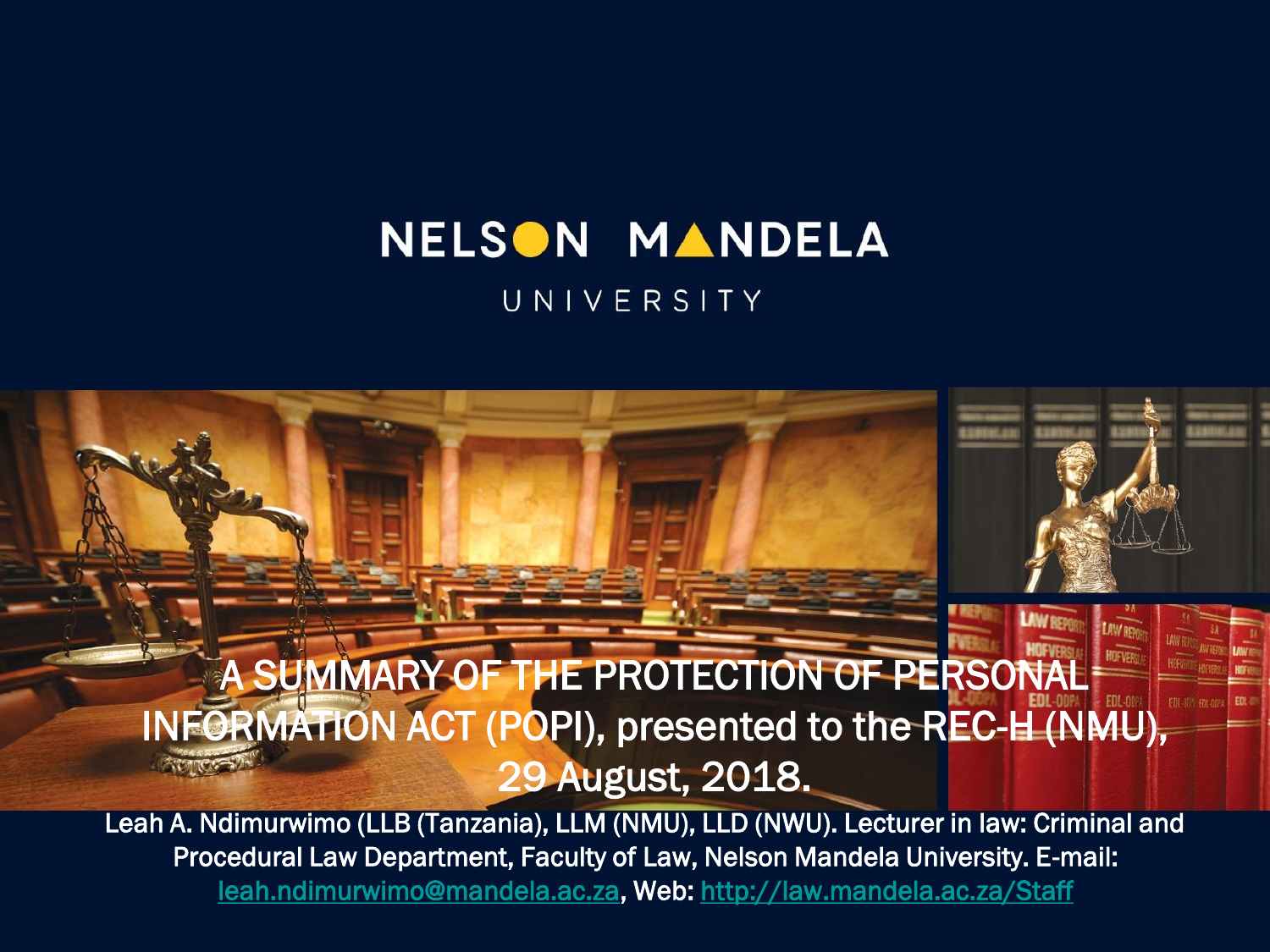NELSON MANDELA

UNIVERSITY

# A SUMMARY OF THE PROTECTION OF PERSONAL INFORMATION ACT (POPI), presented to the REC-H (NMU), 29 August, 2018.

Leah A. Ndimurwimo (LLB (Tanzania), LLM (NMU), LLD (NWU). Lecturer in law: Criminal and Procedural Law Department, Faculty of Law, Nelson Mandela University. E-mail: leah.ndimurwimo@mandela.ac.za, Web: http://law.mandela.ac.za/Staff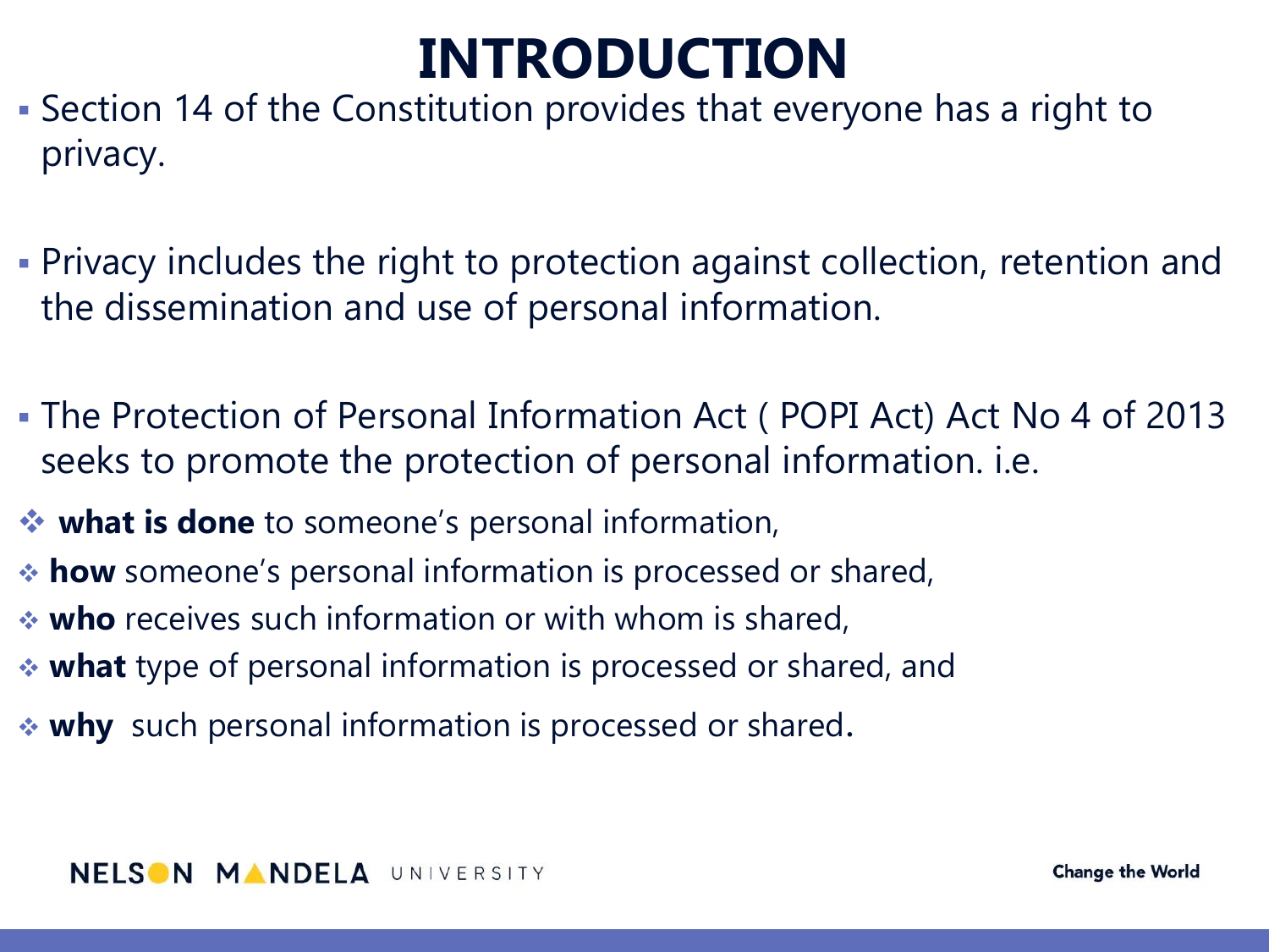# INTRODUCTION

- Section 14 of the Constitution provides that everyone has a right to privacy.

- Privacy includes the right to protection against collection, retention and the dissemination and use of personal information.

- The Protection of Personal Information Act ( POPI Act) Act No 4 of 2013 seeks to promote the protection of personal information. i.e.

- **what is done** to someone's personal information,
- **how** someone's personal information is processed or shared,
- **who** receives such information or with whom is shared,
- **what** type of personal information is processed or shared, and
- **why** such personal information is processed or shared.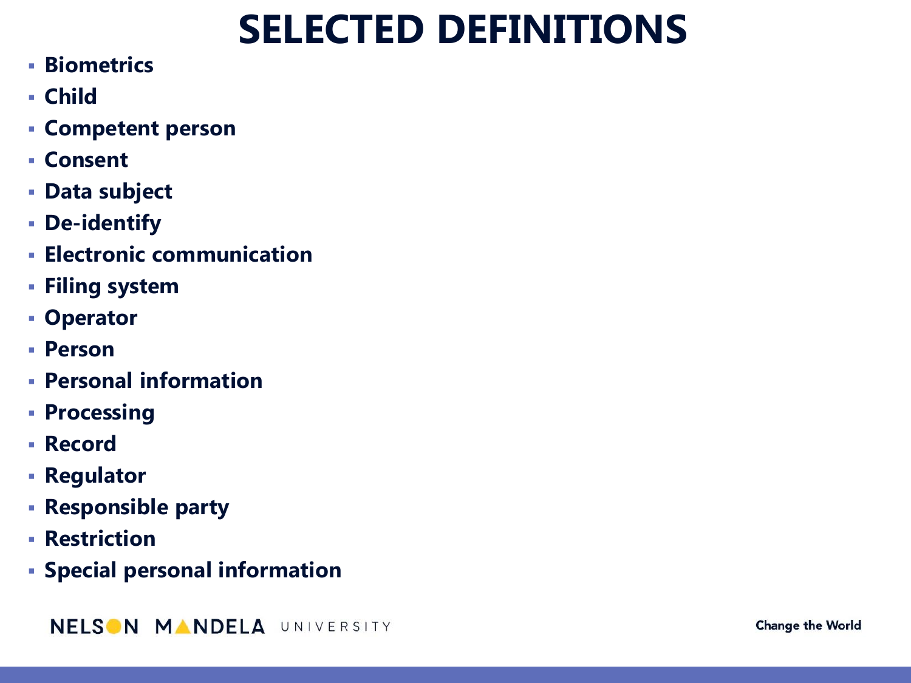# SELECTED DEFINITIONS

- **Biometrics**
- **Child**
- **Competent person**
- **Consent**
- **Data subject**
- **De-identify**
- **Electronic communication**
- **Filing system**
- **Operator**
- **Person**
- **Personal information**
- **Processing**
- **Record**
- **Regulator**
- **Responsible party**
- **Restriction**
- **Special personal information**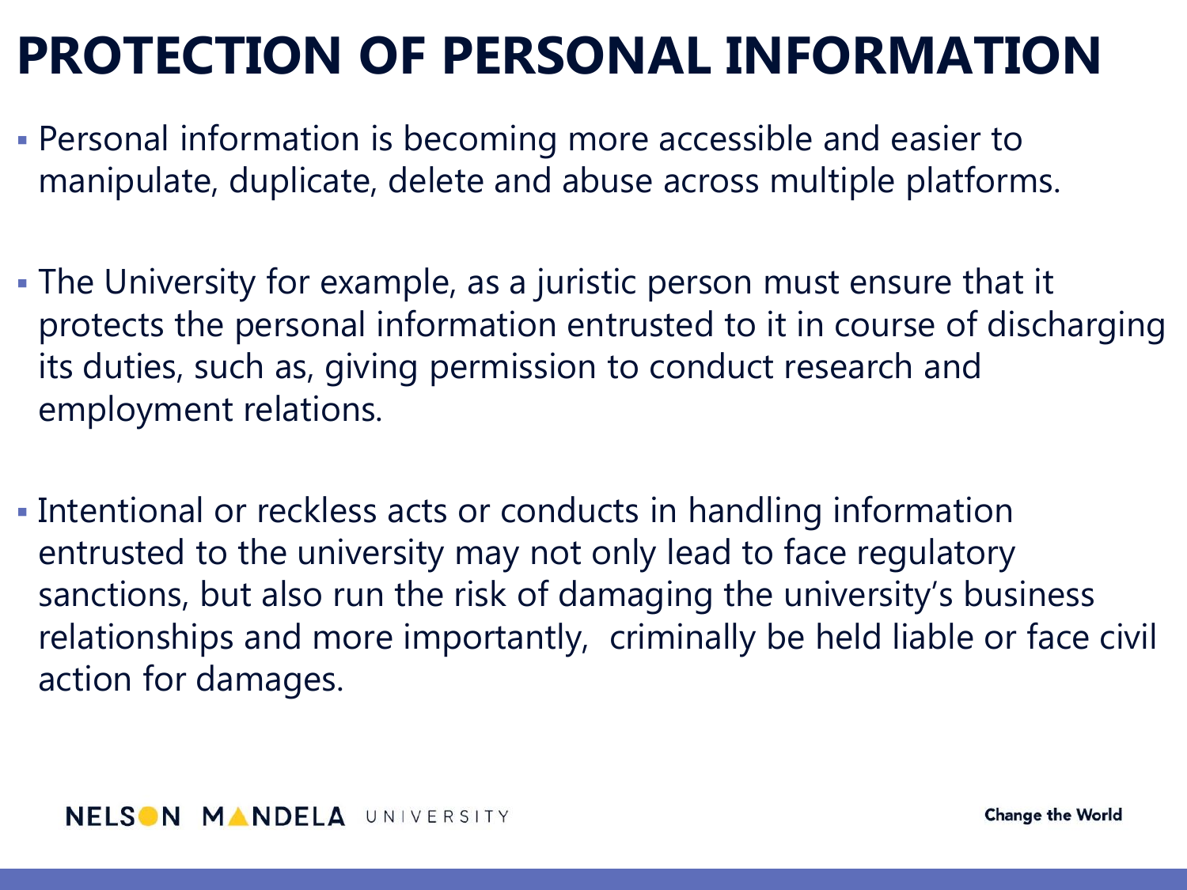# PROTECTION OF PERSONAL INFORMATION

- Personal information is becoming more accessible and easier to manipulate, duplicate, delete and abuse across multiple platforms.

- The University for example, as a juristic person must ensure that it protects the personal information entrusted to it in course of discharging its duties, such as, giving permission to conduct research and employment relations.

- Intentional or reckless acts or conducts in handling information entrusted to the university may not only lead to face regulatory sanctions, but also run the risk of damaging the university's business relationships and more importantly, criminally be held liable or face civil action for damages.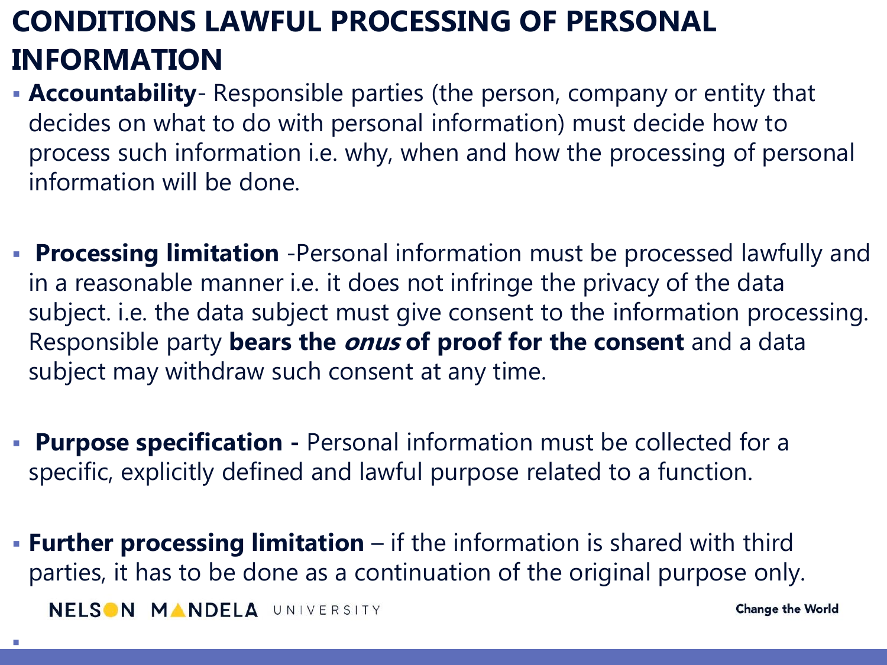# CONDITIONS LAWFUL PROCESSING OF PERSONAL INFORMATION

- **Accountability**- Responsible parties (the person, company or entity that decides on what to do with personal information) must decide how to process such information i.e. why, when and how the processing of personal information will be done.

- **Processing limitation** -Personal information must be processed lawfully and in a reasonable manner i.e. it does not infringe the privacy of the data subject. i.e. the data subject must give consent to the information processing. Responsible party **bears the *onus* of proof for the consent** and a data subject may withdraw such consent at any time.

- **Purpose specification -** Personal information must be collected for a specific, explicitly defined and lawful purpose related to a function.

- **Further processing limitation** – if the information is shared with third parties, it has to be done as a continuation of the original purpose only.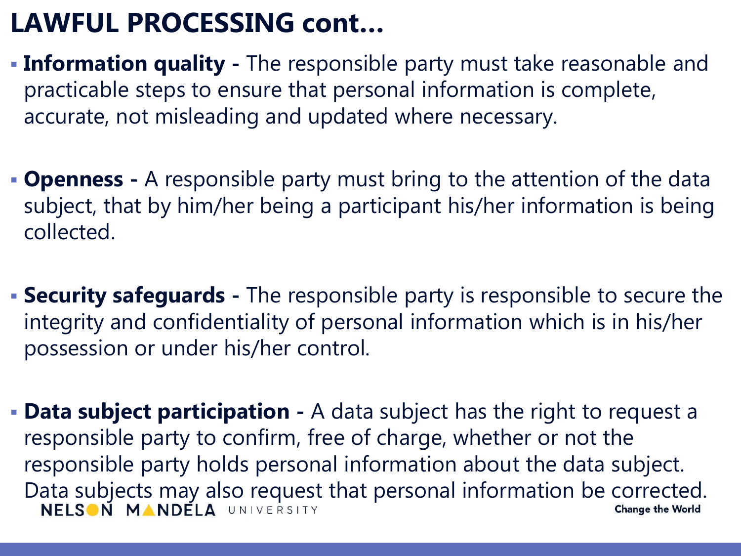# LAWFUL PROCESSING cont…

- **Information quality -** The responsible party must take reasonable and practicable steps to ensure that personal information is complete, accurate, not misleading and updated where necessary.

- **Openness -** A responsible party must bring to the attention of the data subject, that by him/her being a participant his/her information is being collected.

- **Security safeguards -** The responsible party is responsible to secure the integrity and confidentiality of personal information which is in his/her possession or under his/her control.

- **Data subject participation -** A data subject has the right to request a responsible party to confirm, free of charge, whether or not the responsible party holds personal information about the data subject. Data subjects may also request that personal information be corrected.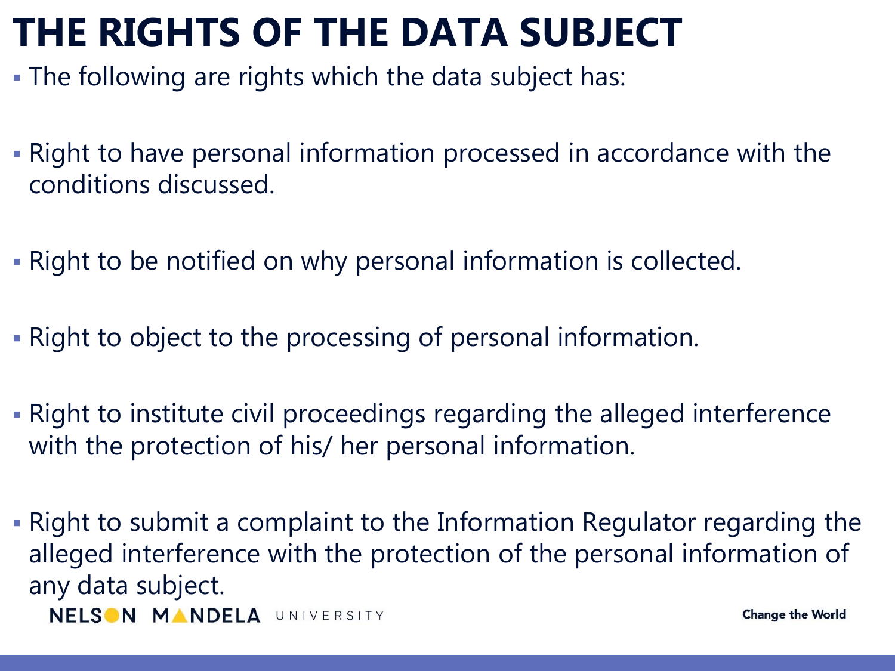# THE RIGHTS OF THE DATA SUBJECT

- The following are rights which the data subject has:
- Right to have personal information processed in accordance with the conditions discussed.
- Right to be notified on why personal information is collected.
- Right to object to the processing of personal information.
- Right to institute civil proceedings regarding the alleged interference with the protection of his/ her personal information.
- Right to submit a complaint to the Information Regulator regarding the alleged interference with the protection of the personal information of any data subject.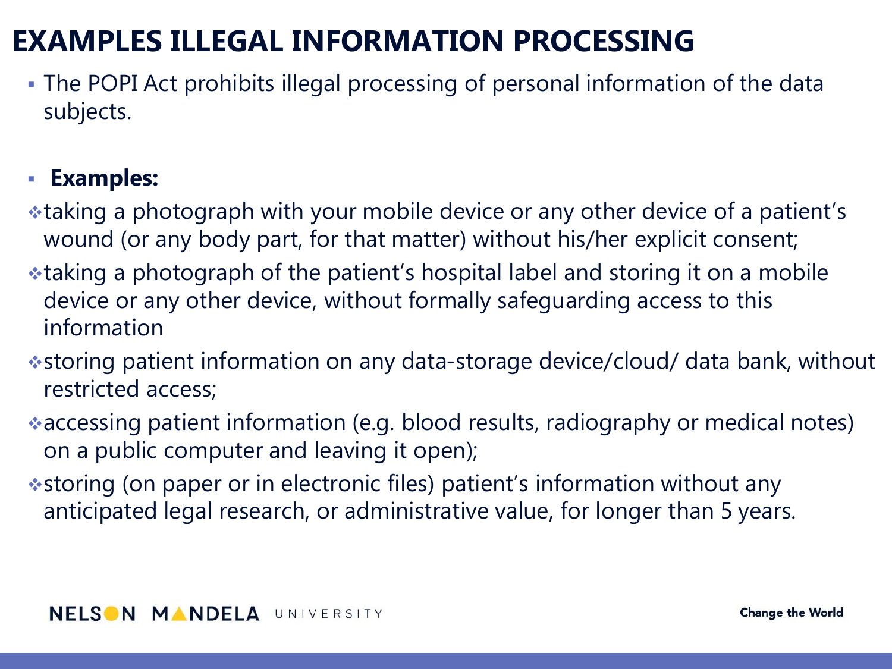# EXAMPLES ILLEGAL INFORMATION PROCESSING

- The POPI Act prohibits illegal processing of personal information of the data subjects.

- **Examples:**

- taking a photograph with your mobile device or any other device of a patient's wound (or any body part, for that matter) without his/her explicit consent;
- taking a photograph of the patient's hospital label and storing it on a mobile device or any other device, without formally safeguarding access to this information
- storing patient information on any data-storage device/cloud/ data bank, without restricted access;
- accessing patient information (e.g. blood results, radiography or medical notes) on a public computer and leaving it open);
- storing (on paper or in electronic files) patient's information without any anticipated legal research, or administrative value, for longer than 5 years.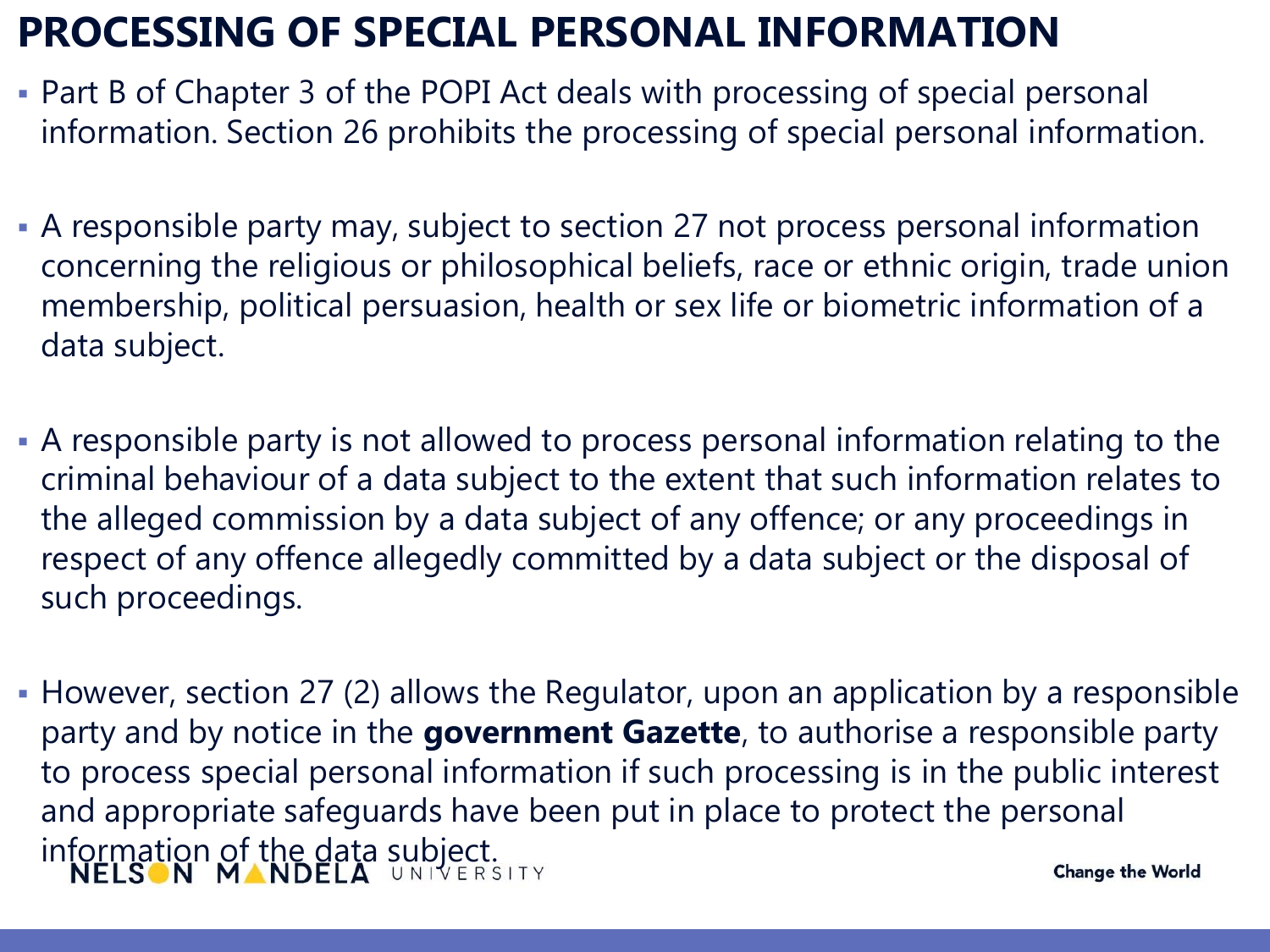# PROCESSING OF SPECIAL PERSONAL INFORMATION

- Part B of Chapter 3 of the POPI Act deals with processing of special personal information. Section 26 prohibits the processing of special personal information.

- A responsible party may, subject to section 27 not process personal information concerning the religious or philosophical beliefs, race or ethnic origin, trade union membership, political persuasion, health or sex life or biometric information of a data subject.

- A responsible party is not allowed to process personal information relating to the criminal behaviour of a data subject to the extent that such information relates to the alleged commission by a data subject of any offence; or any proceedings in respect of any offence allegedly committed by a data subject or the disposal of such proceedings.

- However, section 27 (2) allows the Regulator, upon an application by a responsible party and by notice in the **government Gazette**, to authorise a responsible party to process special personal information if such processing is in the public interest and appropriate safeguards have been put in place to protect the personal information of the data subject.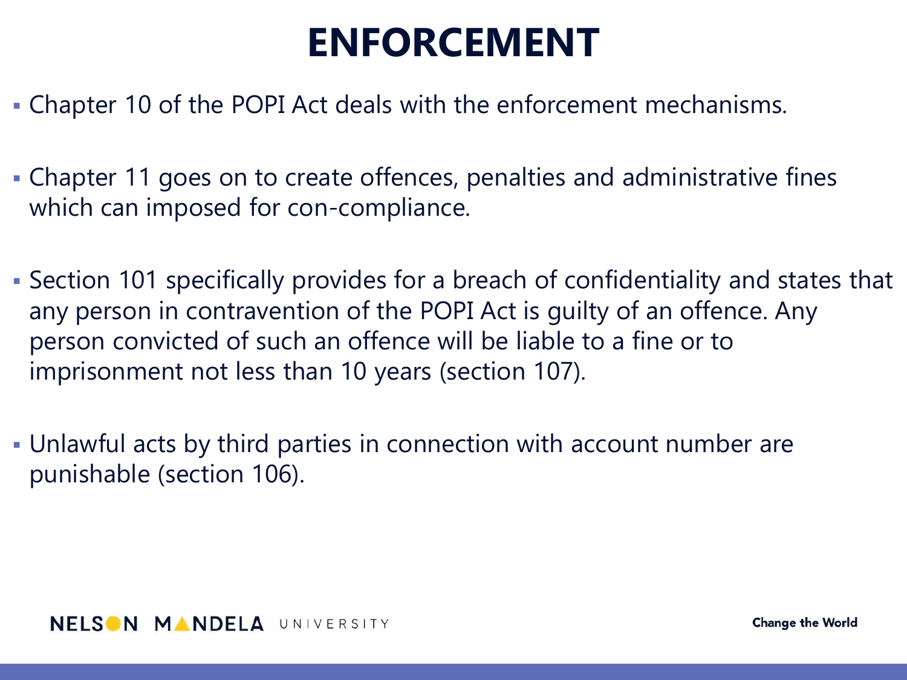# ENFORCEMENT

- Chapter 10 of the POPI Act deals with the enforcement mechanisms.
- Chapter 11 goes on to create offences, penalties and administrative fines which can imposed for con-compliance.
- Section 101 specifically provides for a breach of confidentiality and states that any person in contravention of the POPI Act is guilty of an offence. Any person convicted of such an offence will be liable to a fine or to imprisonment not less than 10 years (section 107).
- Unlawful acts by third parties in connection with account number are punishable (section 106).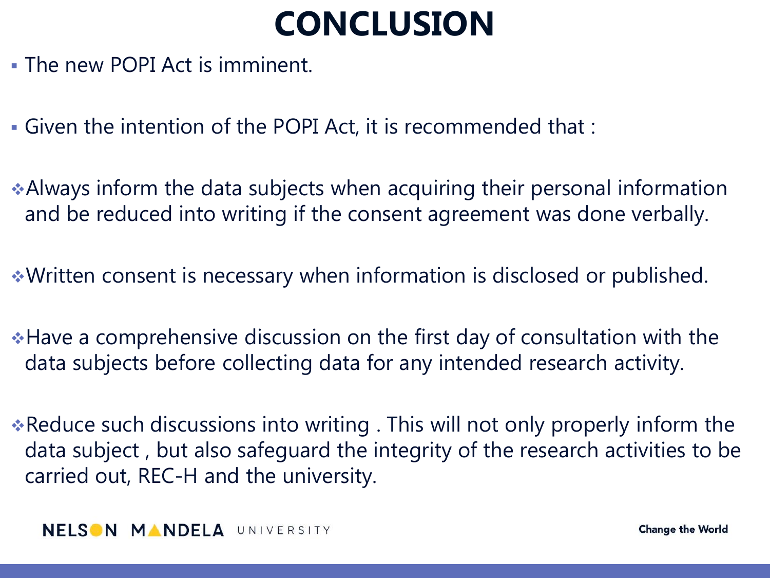# CONCLUSION

- The new POPI Act is imminent.
- Given the intention of the POPI Act, it is recommended that :

- Always inform the data subjects when acquiring their personal information and be reduced into writing if the consent agreement was done verbally.
- Written consent is necessary when information is disclosed or published.
- Have a comprehensive discussion on the first day of consultation with the data subjects before collecting data for any intended research activity.
- Reduce such discussions into writing . This will not only properly inform the data subject , but also safeguard the integrity of the research activities to be carried out, REC-H and the university.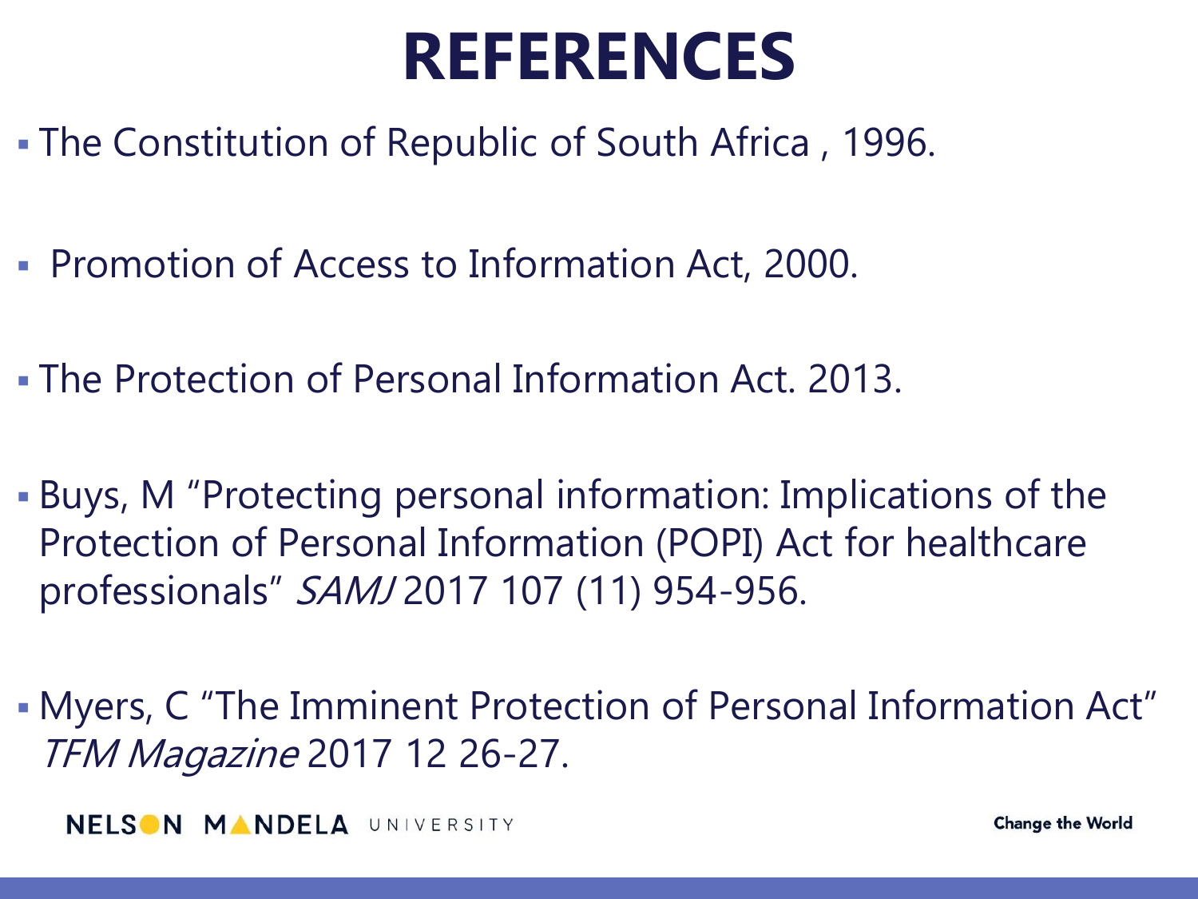# REFERENCES

- The Constitution of Republic of South Africa , 1996.
- Promotion of Access to Information Act, 2000.
- The Protection of Personal Information Act. 2013.
- Buys, M "Protecting personal information: Implications of the Protection of Personal Information (POPI) Act for healthcare professionals" *SAMJ* 2017 107 (11) 954-956.
- Myers, C "The Imminent Protection of Personal Information Act" *TFM Magazine* 2017 12 26-27.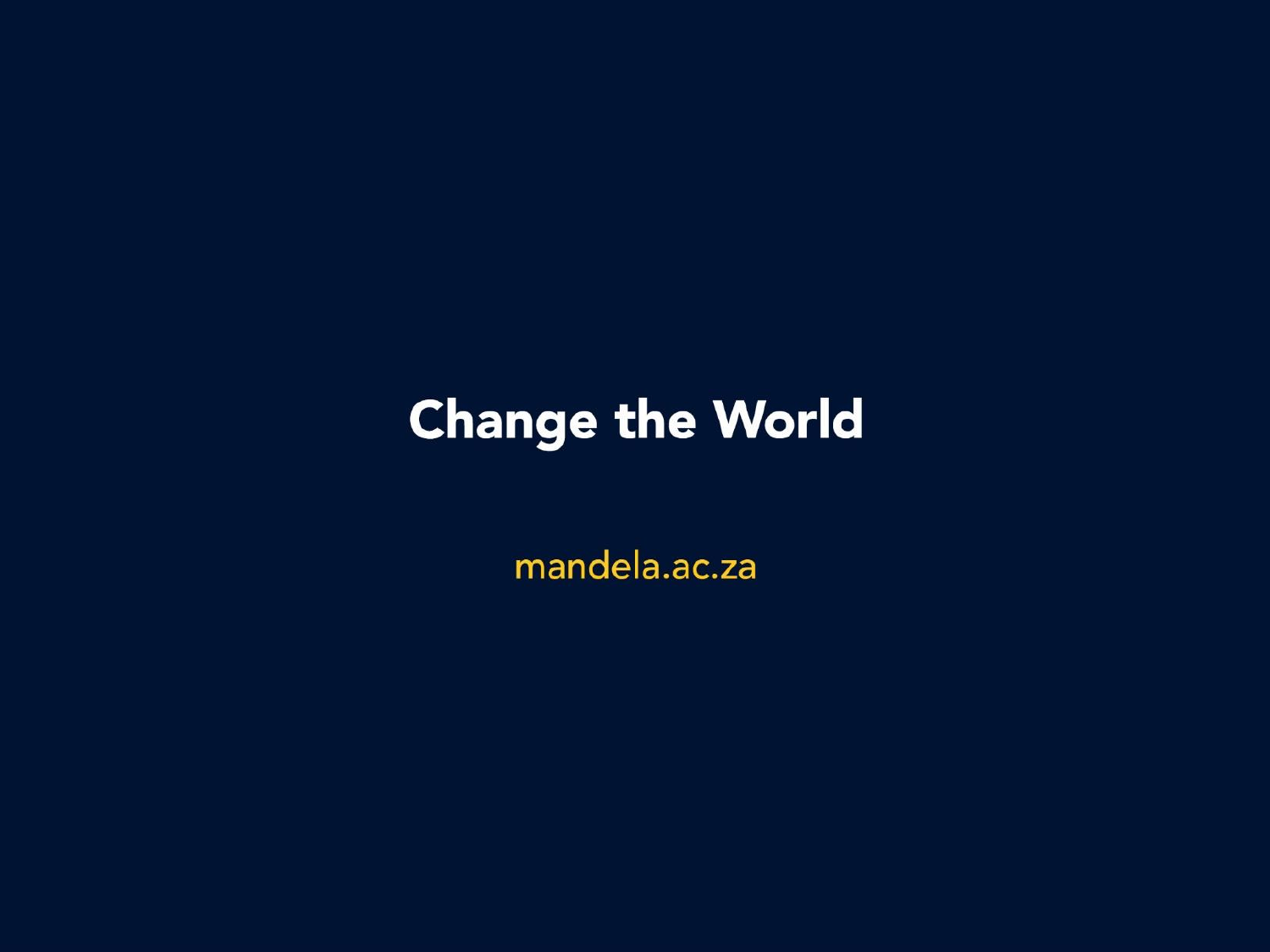# Change the World

mandela.ac.za